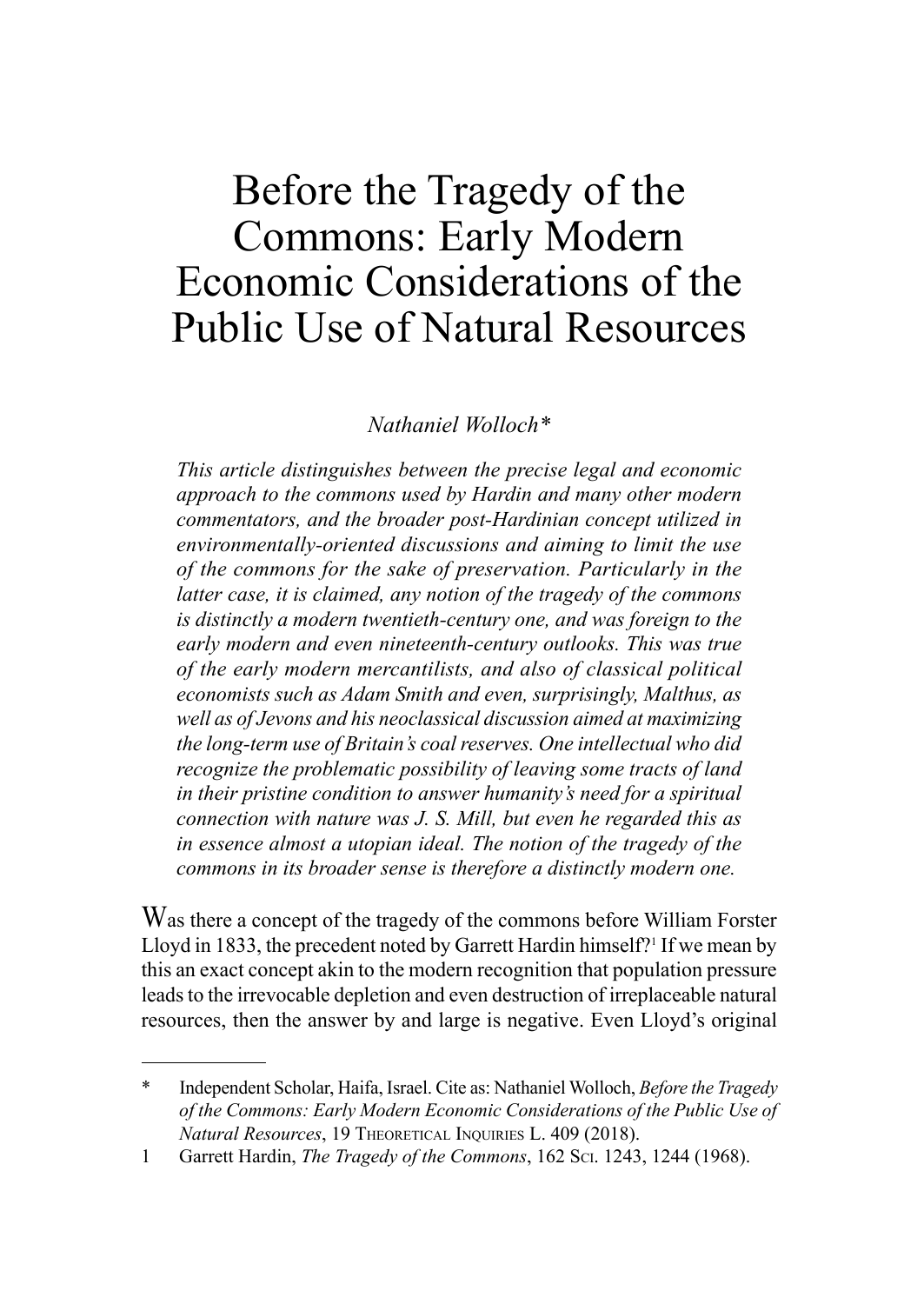# Before the Tragedy of the Commons: Early Modern Economic Considerations of the Public Use of Natural Resources

*Nathaniel Wolloch\**

*This article distinguishes between the precise legal and economic approach to the commons used by Hardin and many other modern commentators, and the broader post-Hardinian concept utilized in environmentally-oriented discussions and aiming to limit the use of the commons for the sake of preservation. Particularly in the latter case, it is claimed, any notion of the tragedy of the commons is distinctly a modern twentieth-century one, and was foreign to the early modern and even nineteenth-century outlooks. This was true of the early modern mercantilists, and also of classical political economists such as Adam Smith and even, surprisingly, Malthus, as well as of Jevons and his neoclassical discussion aimed at maximizing the long-term use of Britain's coal reserves. One intellectual who did recognize the problematic possibility of leaving some tracts of land in their pristine condition to answer humanity's need for a spiritual connection with nature was J. S. Mill, but even he regarded this as in essence almost a utopian ideal. The notion of the tragedy of the commons in its broader sense is therefore a distinctly modern one.*

Was there a concept of the tragedy of the commons before William Forster Lloyd in 1833, the precedent noted by Garrett Hardin himself?[1] If we mean by this an exact concept akin to the modern recognition that population pressure leads to the irrevocable depletion and even destruction of irreplaceable natural resources, then the answer by and large is negative. Even Lloyd's original

---

\* Independent Scholar, Haifa, Israel. Cite as: Nathaniel Wolloch, *Before the Tragedy of the Commons: Early Modern Economic Considerations of the Public Use of Natural Resources*, 19 Theoretical Inquiries L. 409 (2018).

1 Garrett Hardin, *The Tragedy of the Commons*, 162 Sci. 1243, 1244 (1968).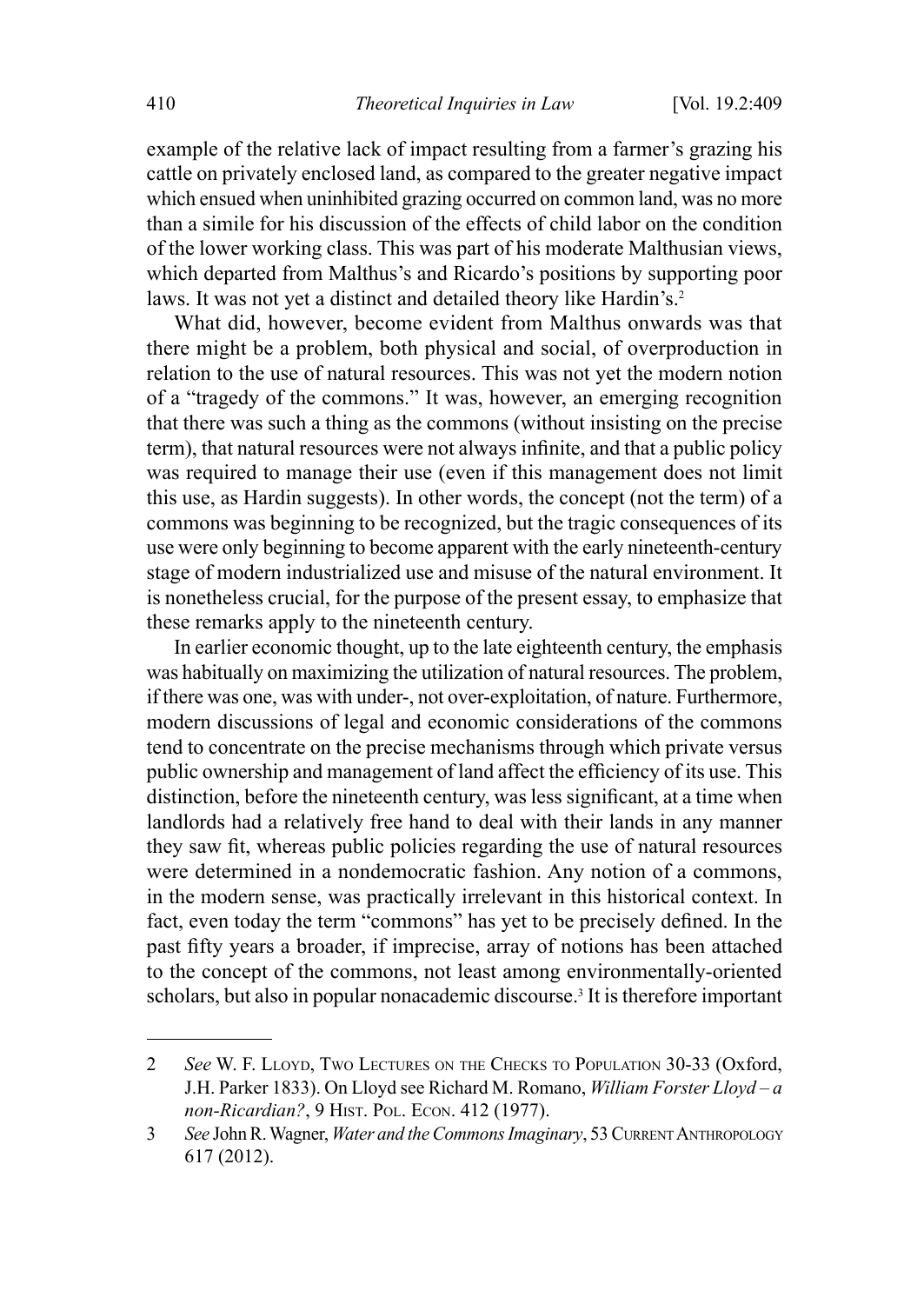example of the relative lack of impact resulting from a farmer's grazing his cattle on privately enclosed land, as compared to the greater negative impact which ensued when uninhibited grazing occurred on common land, was no more than a simile for his discussion of the effects of child labor on the condition of the lower working class. This was part of his moderate Malthusian views, which departed from Malthus's and Ricardo's positions by supporting poor laws. It was not yet a distinct and detailed theory like Hardin's.[2]

What did, however, become evident from Malthus onwards was that there might be a problem, both physical and social, of overproduction in relation to the use of natural resources. This was not yet the modern notion of a "tragedy of the commons." It was, however, an emerging recognition that there was such a thing as the commons (without insisting on the precise term), that natural resources were not always infinite, and that a public policy was required to manage their use (even if this management does not limit this use, as Hardin suggests). In other words, the concept (not the term) of a commons was beginning to be recognized, but the tragic consequences of its use were only beginning to become apparent with the early nineteenth-century stage of modern industrialized use and misuse of the natural environment. It is nonetheless crucial, for the purpose of the present essay, to emphasize that these remarks apply to the nineteenth century.

In earlier economic thought, up to the late eighteenth century, the emphasis was habitually on maximizing the utilization of natural resources. The problem, if there was one, was with under-, not over-exploitation, of nature. Furthermore, modern discussions of legal and economic considerations of the commons tend to concentrate on the precise mechanisms through which private versus public ownership and management of land affect the efficiency of its use. This distinction, before the nineteenth century, was less significant, at a time when landlords had a relatively free hand to deal with their lands in any manner they saw fit, whereas public policies regarding the use of natural resources were determined in a nondemocratic fashion. Any notion of a commons, in the modern sense, was practically irrelevant in this historical context. In fact, even today the term "commons" has yet to be precisely defined. In the past fifty years a broader, if imprecise, array of notions has been attached to the concept of the commons, not least among environmentally-oriented scholars, but also in popular nonacademic discourse.[3] It is therefore important

---

2 *See* W. F. Lloyd, Two Lectures on the Checks to Population 30-33 (Oxford, J.H. Parker 1833). On Lloyd see Richard M. Romano, *William Forster Lloyd – a non-Ricardian?*, 9 Hist. Pol. Econ. 412 (1977).

3 *See* John R. Wagner, *Water and the Commons Imaginary*, 53 Current Anthropology 617 (2012).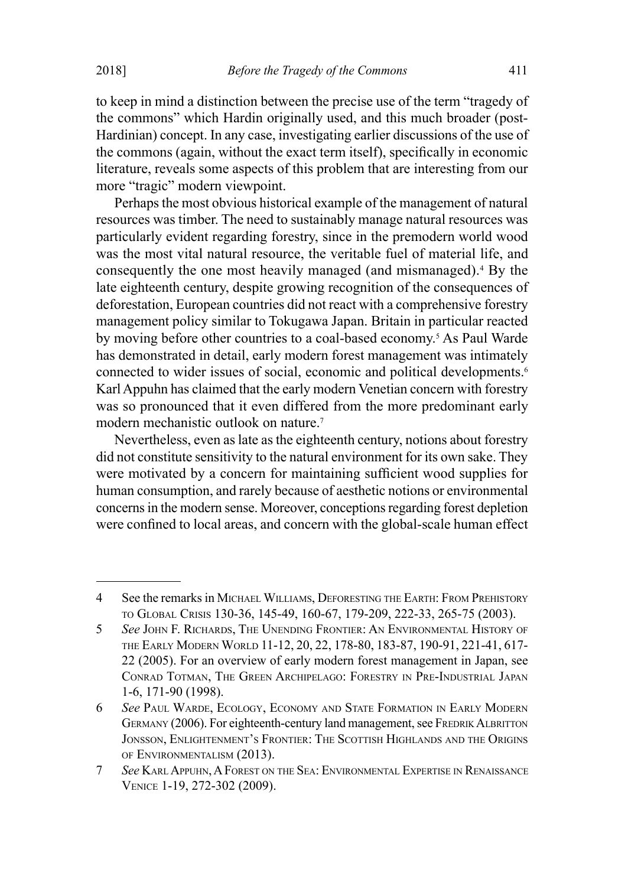to keep in mind a distinction between the precise use of the term "tragedy of the commons" which Hardin originally used, and this much broader (post-Hardinian) concept. In any case, investigating earlier discussions of the use of the commons (again, without the exact term itself), specifically in economic literature, reveals some aspects of this problem that are interesting from our more "tragic" modern viewpoint.

Perhaps the most obvious historical example of the management of natural resources was timber. The need to sustainably manage natural resources was particularly evident regarding forestry, since in the premodern world wood was the most vital natural resource, the veritable fuel of material life, and consequently the one most heavily managed (and mismanaged).[4] By the late eighteenth century, despite growing recognition of the consequences of deforestation, European countries did not react with a comprehensive forestry management policy similar to Tokugawa Japan. Britain in particular reacted by moving before other countries to a coal-based economy.[5] As Paul Warde has demonstrated in detail, early modern forest management was intimately connected to wider issues of social, economic and political developments.[6] Karl Appuhn has claimed that the early modern Venetian concern with forestry was so pronounced that it even differed from the more predominant early modern mechanistic outlook on nature.[7]

Nevertheless, even as late as the eighteenth century, notions about forestry did not constitute sensitivity to the natural environment for its own sake. They were motivated by a concern for maintaining sufficient wood supplies for human consumption, and rarely because of aesthetic notions or environmental concerns in the modern sense. Moreover, conceptions regarding forest depletion were confined to local areas, and concern with the global-scale human effect

---

4 See the remarks in Michael Williams, Deforesting the Earth: From Prehistory to Global Crisis 130-36, 145-49, 160-67, 179-209, 222-33, 265-75 (2003).

5 *See* John F. Richards, The Unending Frontier: An Environmental History of the Early Modern World 11-12, 20, 22, 178-80, 183-87, 190-91, 221-41, 617-22 (2005). For an overview of early modern forest management in Japan, see Conrad Totman, The Green Archipelago: Forestry in Pre-Industrial Japan 1-6, 171-90 (1998).

6 *See* Paul Warde, Ecology, Economy and State Formation in Early Modern Germany (2006). For eighteenth-century land management, see Fredrik Albritton Jonsson, Enlightenment's Frontier: The Scottish Highlands and the Origins of Environmentalism (2013).

7 *See* Karl Appuhn, A Forest on the Sea: Environmental Expertise in Renaissance Venice 1-19, 272-302 (2009).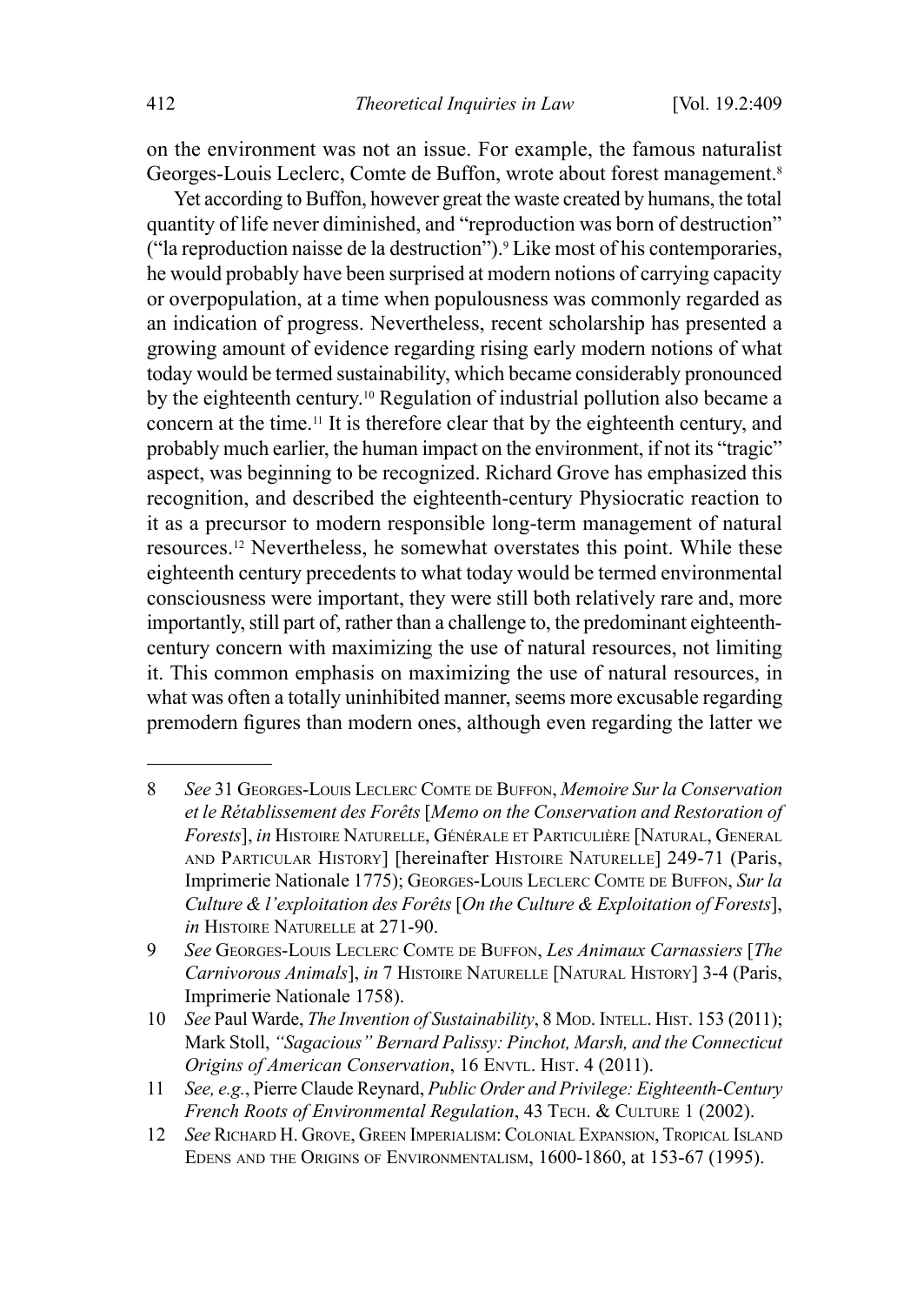on the environment was not an issue. For example, the famous naturalist Georges-Louis Leclerc, Comte de Buffon, wrote about forest management.[8]

Yet according to Buffon, however great the waste created by humans, the total quantity of life never diminished, and "reproduction was born of destruction" ("la reproduction naisse de la destruction").[9] Like most of his contemporaries, he would probably have been surprised at modern notions of carrying capacity or overpopulation, at a time when populousness was commonly regarded as an indication of progress. Nevertheless, recent scholarship has presented a growing amount of evidence regarding rising early modern notions of what today would be termed sustainability, which became considerably pronounced by the eighteenth century.[10] Regulation of industrial pollution also became a concern at the time.[11] It is therefore clear that by the eighteenth century, and probably much earlier, the human impact on the environment, if not its "tragic" aspect, was beginning to be recognized. Richard Grove has emphasized this recognition, and described the eighteenth-century Physiocratic reaction to it as a precursor to modern responsible long-term management of natural resources.[12] Nevertheless, he somewhat overstates this point. While these eighteenth century precedents to what today would be termed environmental consciousness were important, they were still both relatively rare and, more importantly, still part of, rather than a challenge to, the predominant eighteenth-century concern with maximizing the use of natural resources, not limiting it. This common emphasis on maximizing the use of natural resources, in what was often a totally uninhibited manner, seems more excusable regarding premodern figures than modern ones, although even regarding the latter we

---

8 *See* 31 Georges-Louis Leclerc Comte de Buffon, *Memoire Sur la Conservation et le Rétablissement des Forêts* [*Memo on the Conservation and Restoration of Forests*], *in* Histoire Naturelle, Générale et Particulière [Natural, General and Particular History] [hereinafter Histoire Naturelle] 249-71 (Paris, Imprimerie Nationale 1775); Georges-Louis Leclerc Comte de Buffon, *Sur la Culture & l'exploitation des Forêts* [*On the Culture & Exploitation of Forests*], *in* Histoire Naturelle at 271-90.

9 *See* Georges-Louis Leclerc Comte de Buffon, *Les Animaux Carnassiers* [*The Carnivorous Animals*], *in* 7 Histoire Naturelle [Natural History] 3-4 (Paris, Imprimerie Nationale 1758).

10 *See* Paul Warde, *The Invention of Sustainability*, 8 Mod. Intell. Hist. 153 (2011); Mark Stoll, *"Sagacious" Bernard Palissy: Pinchot, Marsh, and the Connecticut Origins of American Conservation*, 16 Envtl. Hist. 4 (2011).

11 *See, e.g.*, Pierre Claude Reynard, *Public Order and Privilege: Eighteenth-Century French Roots of Environmental Regulation*, 43 Tech. & Culture 1 (2002).

12 *See* Richard H. Grove, Green Imperialism: Colonial Expansion, Tropical Island Edens and the Origins of Environmentalism, 1600-1860, at 153-67 (1995).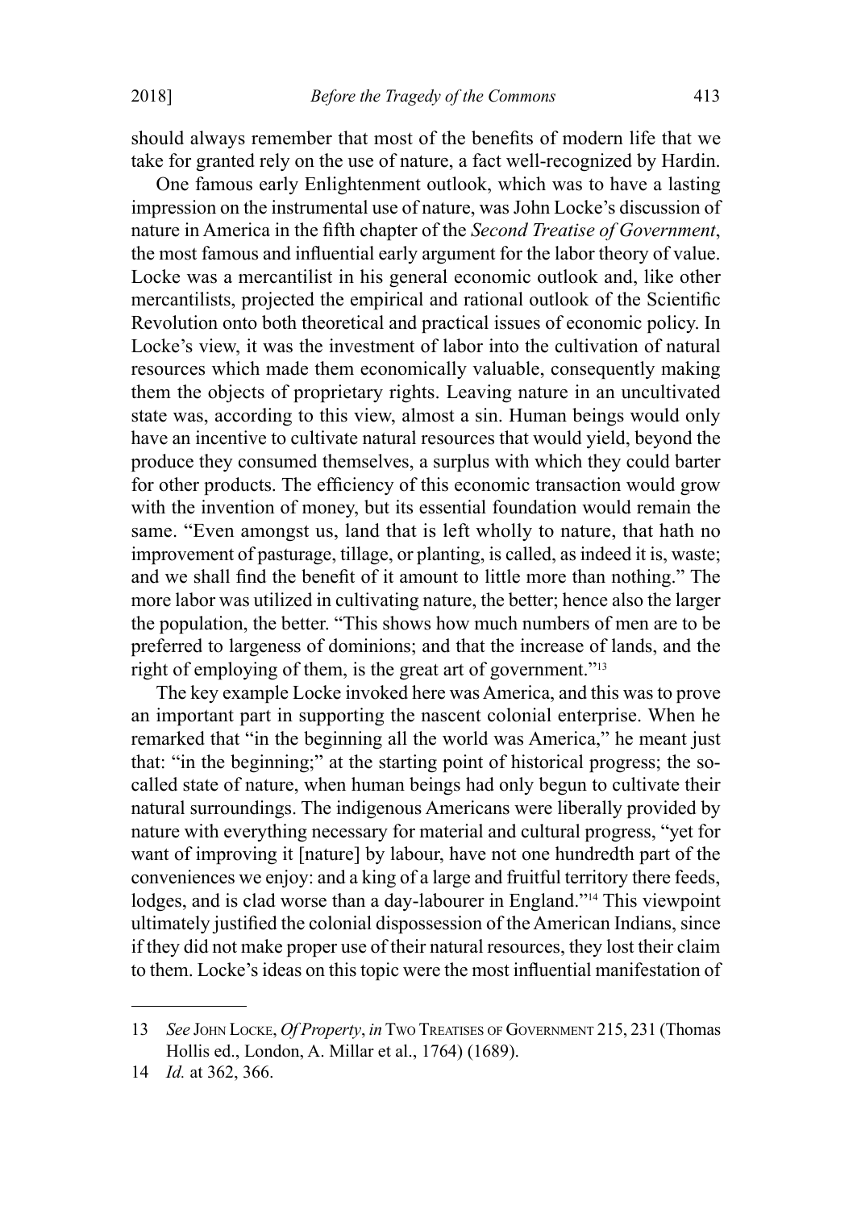should always remember that most of the benefits of modern life that we take for granted rely on the use of nature, a fact well-recognized by Hardin.

One famous early Enlightenment outlook, which was to have a lasting impression on the instrumental use of nature, was John Locke's discussion of nature in America in the fifth chapter of the *Second Treatise of Government*, the most famous and influential early argument for the labor theory of value. Locke was a mercantilist in his general economic outlook and, like other mercantilists, projected the empirical and rational outlook of the Scientific Revolution onto both theoretical and practical issues of economic policy. In Locke's view, it was the investment of labor into the cultivation of natural resources which made them economically valuable, consequently making them the objects of proprietary rights. Leaving nature in an uncultivated state was, according to this view, almost a sin. Human beings would only have an incentive to cultivate natural resources that would yield, beyond the produce they consumed themselves, a surplus with which they could barter for other products. The efficiency of this economic transaction would grow with the invention of money, but its essential foundation would remain the same. "Even amongst us, land that is left wholly to nature, that hath no improvement of pasturage, tillage, or planting, is called, as indeed it is, waste; and we shall find the benefit of it amount to little more than nothing." The more labor was utilized in cultivating nature, the better; hence also the larger the population, the better. "This shows how much numbers of men are to be preferred to largeness of dominions; and that the increase of lands, and the right of employing of them, is the great art of government."[13]

The key example Locke invoked here was America, and this was to prove an important part in supporting the nascent colonial enterprise. When he remarked that "in the beginning all the world was America," he meant just that: "in the beginning;" at the starting point of historical progress; the so-called state of nature, when human beings had only begun to cultivate their natural surroundings. The indigenous Americans were liberally provided by nature with everything necessary for material and cultural progress, "yet for want of improving it [nature] by labour, have not one hundredth part of the conveniences we enjoy: and a king of a large and fruitful territory there feeds, lodges, and is clad worse than a day-labourer in England."[14] This viewpoint ultimately justified the colonial dispossession of the American Indians, since if they did not make proper use of their natural resources, they lost their claim to them. Locke's ideas on this topic were the most influential manifestation of

---

13 *See* John Locke, *Of Property*, *in* Two Treatises of Government 215, 231 (Thomas Hollis ed., London, A. Millar et al., 1764) (1689).

14 *Id.* at 362, 366.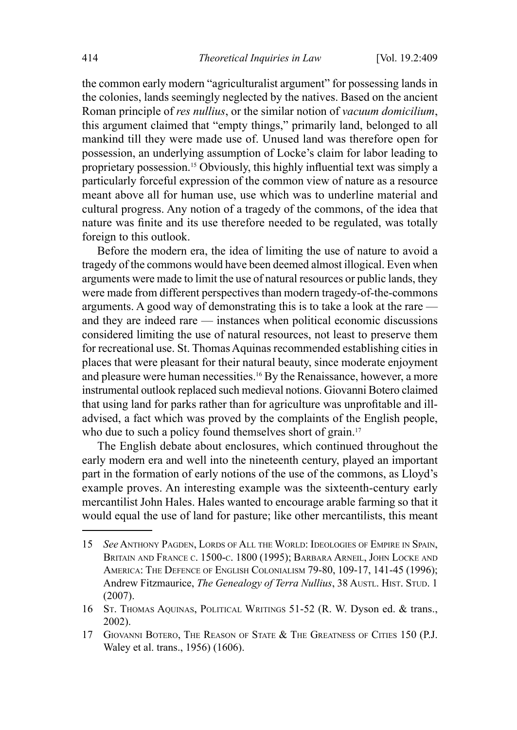the common early modern "agriculturalist argument" for possessing lands in the colonies, lands seemingly neglected by the natives. Based on the ancient Roman principle of *res nullius*, or the similar notion of *vacuum domicilium*, this argument claimed that "empty things," primarily land, belonged to all mankind till they were made use of. Unused land was therefore open for possession, an underlying assumption of Locke's claim for labor leading to proprietary possession.[15] Obviously, this highly influential text was simply a particularly forceful expression of the common view of nature as a resource meant above all for human use, use which was to underline material and cultural progress. Any notion of a tragedy of the commons, of the idea that nature was finite and its use therefore needed to be regulated, was totally foreign to this outlook.

Before the modern era, the idea of limiting the use of nature to avoid a tragedy of the commons would have been deemed almost illogical. Even when arguments were made to limit the use of natural resources or public lands, they were made from different perspectives than modern tragedy-of-the-commons arguments. A good way of demonstrating this is to take a look at the rare — and they are indeed rare — instances when political economic discussions considered limiting the use of natural resources, not least to preserve them for recreational use. St. Thomas Aquinas recommended establishing cities in places that were pleasant for their natural beauty, since moderate enjoyment and pleasure were human necessities.[16] By the Renaissance, however, a more instrumental outlook replaced such medieval notions. Giovanni Botero claimed that using land for parks rather than for agriculture was unprofitable and ill-advised, a fact which was proved by the complaints of the English people, who due to such a policy found themselves short of grain.[17]

The English debate about enclosures, which continued throughout the early modern era and well into the nineteenth century, played an important part in the formation of early notions of the use of the commons, as Lloyd's example proves. An interesting example was the sixteenth-century early mercantilist John Hales. Hales wanted to encourage arable farming so that it would equal the use of land for pasture; like other mercantilists, this meant

---

15 *See* Anthony Pagden, Lords of All the World: Ideologies of Empire in Spain, Britain and France c. 1500-c. 1800 (1995); Barbara Arneil, John Locke and America: The Defence of English Colonialism 79-80, 109-17, 141-45 (1996); Andrew Fitzmaurice, *The Genealogy of Terra Nullius*, 38 Austl. Hist. Stud. 1 (2007).

16 St. Thomas Aquinas, Political Writings 51-52 (R. W. Dyson ed. & trans., 2002).

17 Giovanni Botero, The Reason of State & The Greatness of Cities 150 (P.J. Waley et al. trans., 1956) (1606).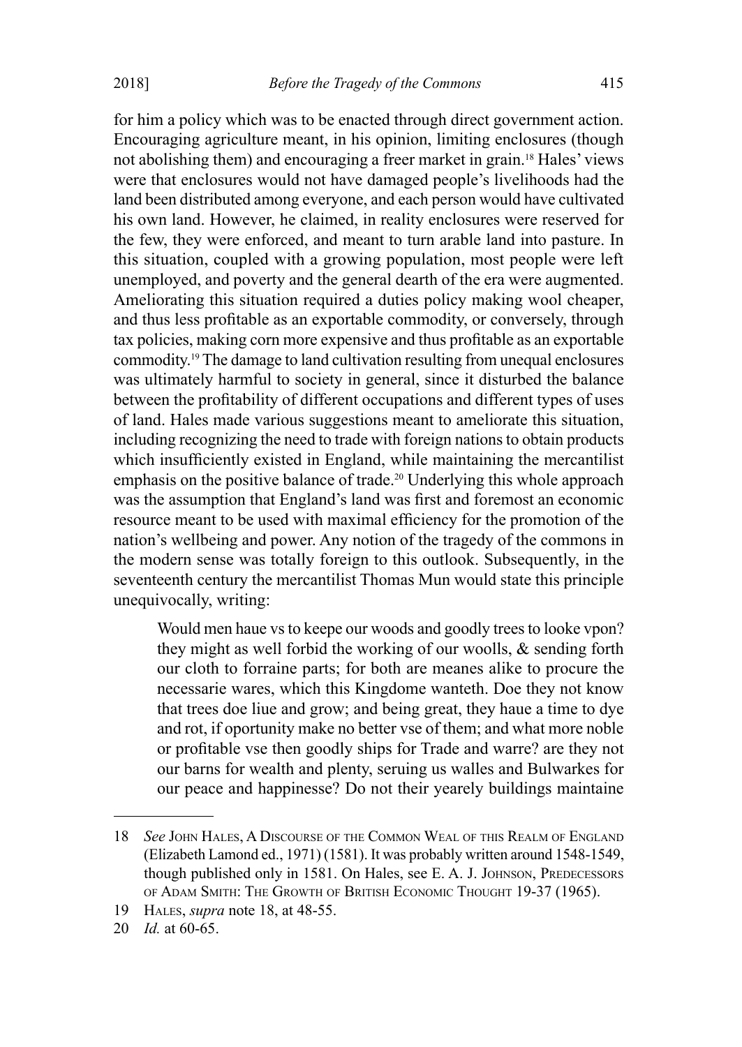for him a policy which was to be enacted through direct government action. Encouraging agriculture meant, in his opinion, limiting enclosures (though not abolishing them) and encouraging a freer market in grain.[18] Hales' views were that enclosures would not have damaged people's livelihoods had the land been distributed among everyone, and each person would have cultivated his own land. However, he claimed, in reality enclosures were reserved for the few, they were enforced, and meant to turn arable land into pasture. In this situation, coupled with a growing population, most people were left unemployed, and poverty and the general dearth of the era were augmented. Ameliorating this situation required a duties policy making wool cheaper, and thus less profitable as an exportable commodity, or conversely, through tax policies, making corn more expensive and thus profitable as an exportable commodity.[19] The damage to land cultivation resulting from unequal enclosures was ultimately harmful to society in general, since it disturbed the balance between the profitability of different occupations and different types of uses of land. Hales made various suggestions meant to ameliorate this situation, including recognizing the need to trade with foreign nations to obtain products which insufficiently existed in England, while maintaining the mercantilist emphasis on the positive balance of trade.[20] Underlying this whole approach was the assumption that England's land was first and foremost an economic resource meant to be used with maximal efficiency for the promotion of the nation's wellbeing and power. Any notion of the tragedy of the commons in the modern sense was totally foreign to this outlook. Subsequently, in the seventeenth century the mercantilist Thomas Mun would state this principle unequivocally, writing:

> Would men haue vs to keepe our woods and goodly trees to looke vpon? they might as well forbid the working of our woolls, & sending forth our cloth to forraine parts; for both are meanes alike to procure the necessarie wares, which this Kingdome wanteth. Doe they not know that trees doe liue and grow; and being great, they haue a time to dye and rot, if oportunity make no better vse of them; and what more noble or profitable vse then goodly ships for Trade and warre? are they not our barns for wealth and plenty, seruing us walles and Bulwarkes for our peace and happinesse? Do not their yearely buildings maintaine

---

18 *See* John Hales, A Discourse of the Common Weal of this Realm of England (Elizabeth Lamond ed., 1971) (1581). It was probably written around 1548-1549, though published only in 1581. On Hales, see E. A. J. Johnson, Predecessors of Adam Smith: The Growth of British Economic Thought 19-37 (1965).

19 Hales, *supra* note 18, at 48-55.

20 *Id.* at 60-65.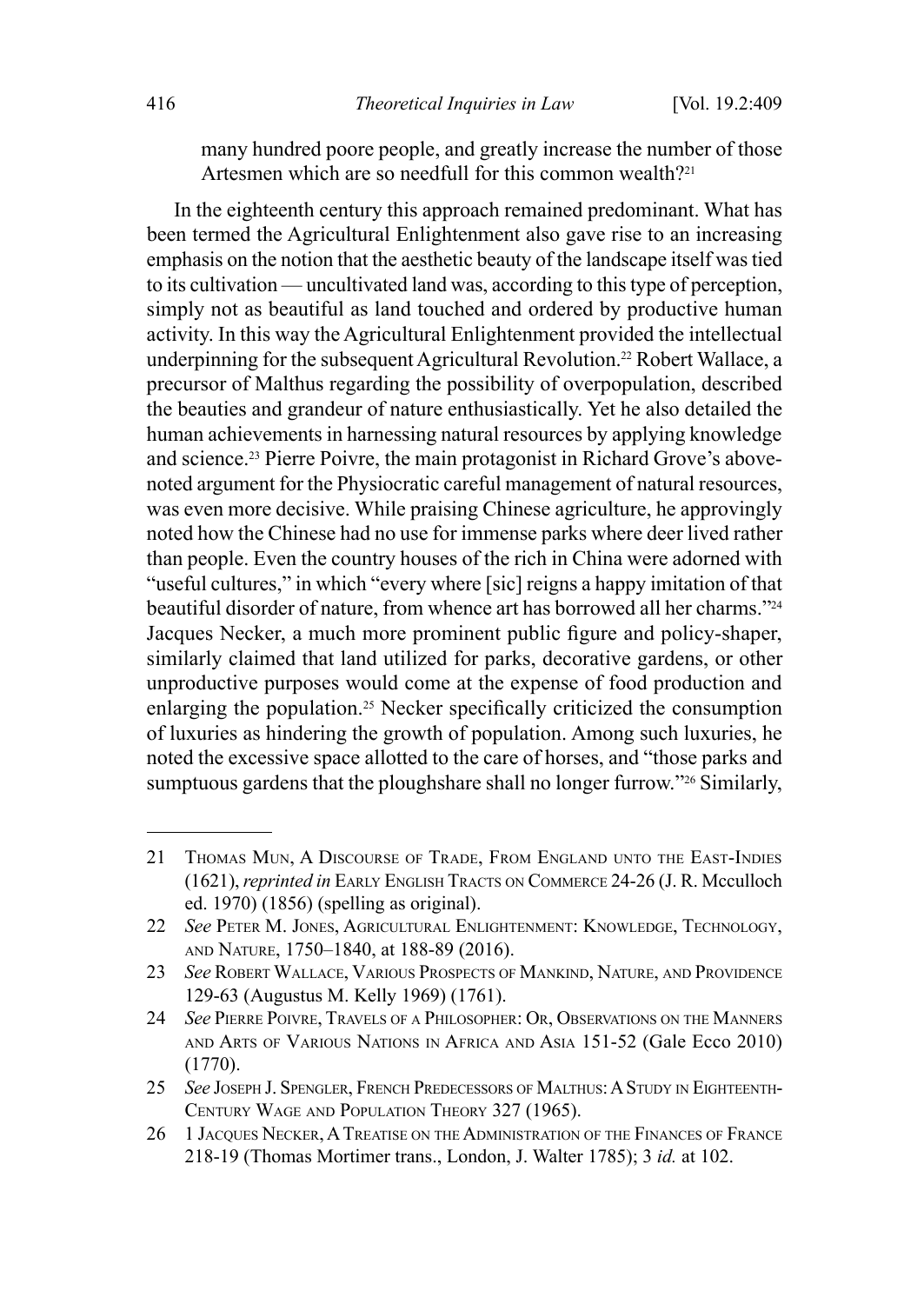> many hundred poore people, and greatly increase the number of those Artesmen which are so needfull for this common wealth?[21]

In the eighteenth century this approach remained predominant. What has been termed the Agricultural Enlightenment also gave rise to an increasing emphasis on the notion that the aesthetic beauty of the landscape itself was tied to its cultivation — uncultivated land was, according to this type of perception, simply not as beautiful as land touched and ordered by productive human activity. In this way the Agricultural Enlightenment provided the intellectual underpinning for the subsequent Agricultural Revolution.[22] Robert Wallace, a precursor of Malthus regarding the possibility of overpopulation, described the beauties and grandeur of nature enthusiastically. Yet he also detailed the human achievements in harnessing natural resources by applying knowledge and science.[23] Pierre Poivre, the main protagonist in Richard Grove's above-noted argument for the Physiocratic careful management of natural resources, was even more decisive. While praising Chinese agriculture, he approvingly noted how the Chinese had no use for immense parks where deer lived rather than people. Even the country houses of the rich in China were adorned with "useful cultures," in which "every where [sic] reigns a happy imitation of that beautiful disorder of nature, from whence art has borrowed all her charms."[24] Jacques Necker, a much more prominent public figure and policy-shaper, similarly claimed that land utilized for parks, decorative gardens, or other unproductive purposes would come at the expense of food production and enlarging the population.[25] Necker specifically criticized the consumption of luxuries as hindering the growth of population. Among such luxuries, he noted the excessive space allotted to the care of horses, and "those parks and sumptuous gardens that the ploughshare shall no longer furrow."[26] Similarly,

---

21 Thomas Mun, A Discourse of Trade, From England unto the East-Indies (1621), *reprinted in* Early English Tracts on Commerce 24-26 (J. R. Mcculloch ed. 1970) (1856) (spelling as original).

22 *See* Peter M. Jones, Agricultural Enlightenment: Knowledge, Technology, and Nature, 1750–1840, at 188-89 (2016).

23 *See* Robert Wallace, Various Prospects of Mankind, Nature, and Providence 129-63 (Augustus M. Kelly 1969) (1761).

24 *See* Pierre Poivre, Travels of a Philosopher: Or, Observations on the Manners and Arts of Various Nations in Africa and Asia 151-52 (Gale Ecco 2010) (1770).

25 *See* Joseph J. Spengler, French Predecessors of Malthus: A Study in Eighteenth-Century Wage and Population Theory 327 (1965).

26 1 Jacques Necker, A Treatise on the Administration of the Finances of France 218-19 (Thomas Mortimer trans., London, J. Walter 1785); 3 *id.* at 102.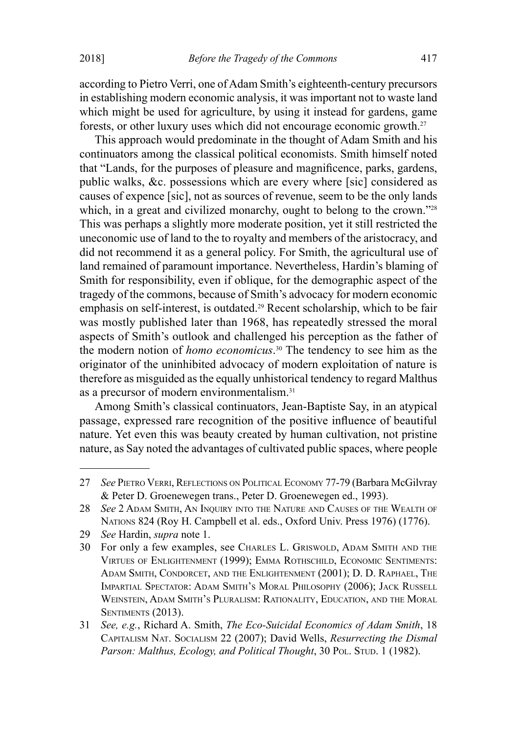according to Pietro Verri, one of Adam Smith's eighteenth-century precursors in establishing modern economic analysis, it was important not to waste land which might be used for agriculture, by using it instead for gardens, game forests, or other luxury uses which did not encourage economic growth.[27]

This approach would predominate in the thought of Adam Smith and his continuators among the classical political economists. Smith himself noted that "Lands, for the purposes of pleasure and magnificence, parks, gardens, public walks, &c. possessions which are every where [sic] considered as causes of expence [sic], not as sources of revenue, seem to be the only lands which, in a great and civilized monarchy, ought to belong to the crown."[28] This was perhaps a slightly more moderate position, yet it still restricted the uneconomic use of land to the to royalty and members of the aristocracy, and did not recommend it as a general policy. For Smith, the agricultural use of land remained of paramount importance. Nevertheless, Hardin's blaming of Smith for responsibility, even if oblique, for the demographic aspect of the tragedy of the commons, because of Smith's advocacy for modern economic emphasis on self-interest, is outdated.[29] Recent scholarship, which to be fair was mostly published later than 1968, has repeatedly stressed the moral aspects of Smith's outlook and challenged his perception as the father of the modern notion of *homo economicus*.[30] The tendency to see him as the originator of the uninhibited advocacy of modern exploitation of nature is therefore as misguided as the equally unhistorical tendency to regard Malthus as a precursor of modern environmentalism.[31]

Among Smith's classical continuators, Jean-Baptiste Say, in an atypical passage, expressed rare recognition of the positive influence of beautiful nature. Yet even this was beauty created by human cultivation, not pristine nature, as Say noted the advantages of cultivated public spaces, where people

---

27 *See* Pietro Verri, Reflections on Political Economy 77-79 (Barbara McGilvray & Peter D. Groenewegen trans., Peter D. Groenewegen ed., 1993).

28 *See* 2 Adam Smith, An Inquiry into the Nature and Causes of the Wealth of Nations 824 (Roy H. Campbell et al. eds., Oxford Univ. Press 1976) (1776).

29 *See* Hardin, *supra* note 1.

30 For only a few examples, see Charles L. Griswold, Adam Smith and the Virtues of Enlightenment (1999); Emma Rothschild, Economic Sentiments: Adam Smith, Condorcet, and the Enlightenment (2001); D. D. Raphael, The Impartial Spectator: Adam Smith's Moral Philosophy (2006); Jack Russell Weinstein, Adam Smith's Pluralism: Rationality, Education, and the Moral Sentiments (2013).

31 *See, e.g.*, Richard A. Smith, *The Eco-Suicidal Economics of Adam Smith*, 18 Capitalism Nat. Socialism 22 (2007); David Wells, *Resurrecting the Dismal Parson: Malthus, Ecology, and Political Thought*, 30 Pol. Stud. 1 (1982).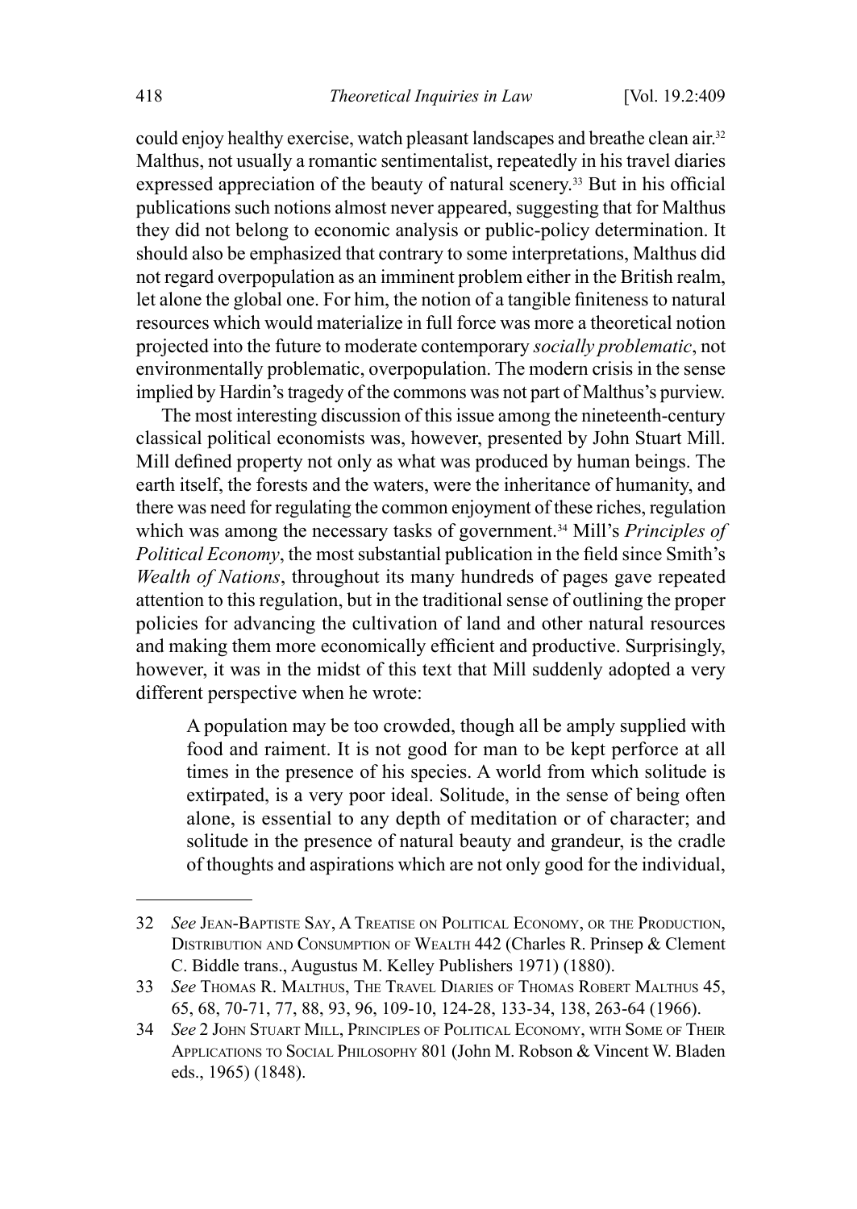could enjoy healthy exercise, watch pleasant landscapes and breathe clean air.[32] Malthus, not usually a romantic sentimentalist, repeatedly in his travel diaries expressed appreciation of the beauty of natural scenery.[33] But in his official publications such notions almost never appeared, suggesting that for Malthus they did not belong to economic analysis or public-policy determination. It should also be emphasized that contrary to some interpretations, Malthus did not regard overpopulation as an imminent problem either in the British realm, let alone the global one. For him, the notion of a tangible finiteness to natural resources which would materialize in full force was more a theoretical notion projected into the future to moderate contemporary *socially problematic*, not environmentally problematic, overpopulation. The modern crisis in the sense implied by Hardin's tragedy of the commons was not part of Malthus's purview.

The most interesting discussion of this issue among the nineteenth-century classical political economists was, however, presented by John Stuart Mill. Mill defined property not only as what was produced by human beings. The earth itself, the forests and the waters, were the inheritance of humanity, and there was need for regulating the common enjoyment of these riches, regulation which was among the necessary tasks of government.[34] Mill's *Principles of Political Economy*, the most substantial publication in the field since Smith's *Wealth of Nations*, throughout its many hundreds of pages gave repeated attention to this regulation, but in the traditional sense of outlining the proper policies for advancing the cultivation of land and other natural resources and making them more economically efficient and productive. Surprisingly, however, it was in the midst of this text that Mill suddenly adopted a very different perspective when he wrote:

> A population may be too crowded, though all be amply supplied with food and raiment. It is not good for man to be kept perforce at all times in the presence of his species. A world from which solitude is extirpated, is a very poor ideal. Solitude, in the sense of being often alone, is essential to any depth of meditation or of character; and solitude in the presence of natural beauty and grandeur, is the cradle of thoughts and aspirations which are not only good for the individual,

---

32 *See* Jean-Baptiste Say, A Treatise on Political Economy, or the Production, Distribution and Consumption of Wealth 442 (Charles R. Prinsep & Clement C. Biddle trans., Augustus M. Kelley Publishers 1971) (1880).

33 *See* Thomas R. Malthus, The Travel Diaries of Thomas Robert Malthus 45, 65, 68, 70-71, 77, 88, 93, 96, 109-10, 124-28, 133-34, 138, 263-64 (1966).

34 *See* 2 John Stuart Mill, Principles of Political Economy, with Some of Their Applications to Social Philosophy 801 (John M. Robson & Vincent W. Bladen eds., 1965) (1848).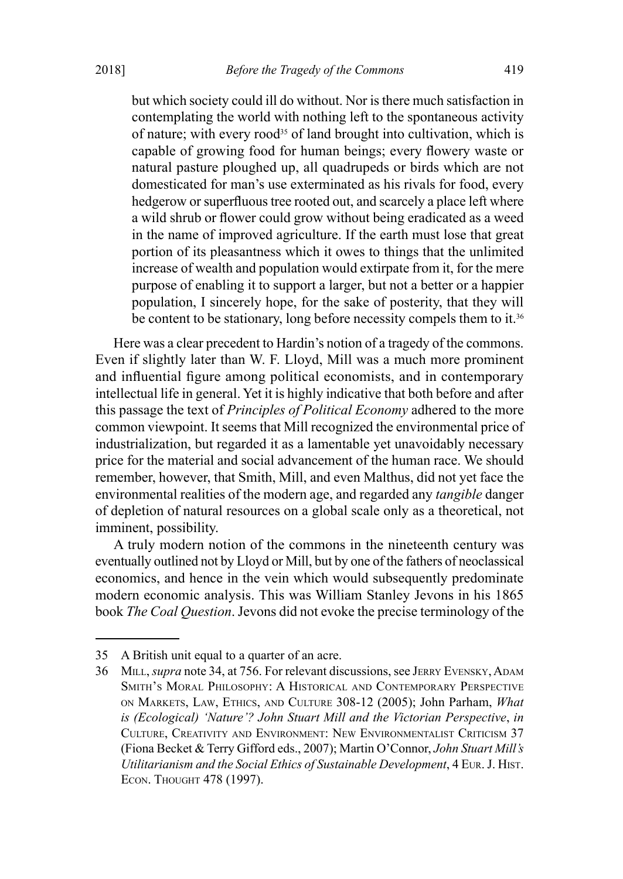> but which society could ill do without. Nor is there much satisfaction in contemplating the world with nothing left to the spontaneous activity of nature; with every rood[35] of land brought into cultivation, which is capable of growing food for human beings; every flowery waste or natural pasture ploughed up, all quadrupeds or birds which are not domesticated for man's use exterminated as his rivals for food, every hedgerow or superfluous tree rooted out, and scarcely a place left where a wild shrub or flower could grow without being eradicated as a weed in the name of improved agriculture. If the earth must lose that great portion of its pleasantness which it owes to things that the unlimited increase of wealth and population would extirpate from it, for the mere purpose of enabling it to support a larger, but not a better or a happier population, I sincerely hope, for the sake of posterity, that they will be content to be stationary, long before necessity compels them to it.[36]

Here was a clear precedent to Hardin's notion of a tragedy of the commons. Even if slightly later than W. F. Lloyd, Mill was a much more prominent and influential figure among political economists, and in contemporary intellectual life in general. Yet it is highly indicative that both before and after this passage the text of *Principles of Political Economy* adhered to the more common viewpoint. It seems that Mill recognized the environmental price of industrialization, but regarded it as a lamentable yet unavoidably necessary price for the material and social advancement of the human race. We should remember, however, that Smith, Mill, and even Malthus, did not yet face the environmental realities of the modern age, and regarded any *tangible* danger of depletion of natural resources on a global scale only as a theoretical, not imminent, possibility.

A truly modern notion of the commons in the nineteenth century was eventually outlined not by Lloyd or Mill, but by one of the fathers of neoclassical economics, and hence in the vein which would subsequently predominate modern economic analysis. This was William Stanley Jevons in his 1865 book *The Coal Question*. Jevons did not evoke the precise terminology of the

---

35 A British unit equal to a quarter of an acre.

36 Mill, *supra* note 34, at 756. For relevant discussions, see Jerry Evensky, Adam Smith's Moral Philosophy: A Historical and Contemporary Perspective on Markets, Law, Ethics, and Culture 308-12 (2005); John Parham, *What is (Ecological) 'Nature'? John Stuart Mill and the Victorian Perspective*, *in* Culture, Creativity and Environment: New Environmentalist Criticism 37 (Fiona Becket & Terry Gifford eds., 2007); Martin O'Connor, *John Stuart Mill's Utilitarianism and the Social Ethics of Sustainable Development*, 4 Eur. J. Hist. Econ. Thought 478 (1997).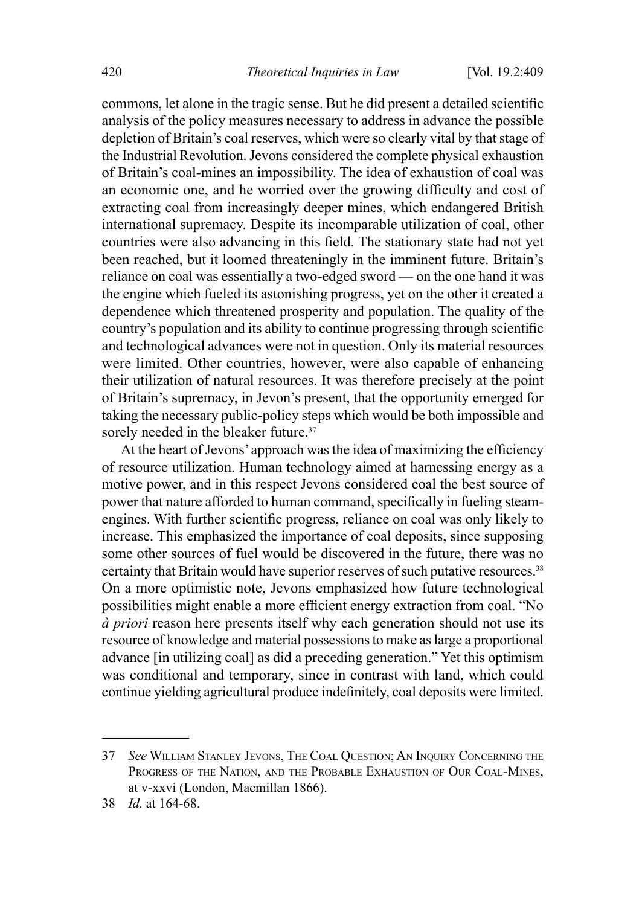commons, let alone in the tragic sense. But he did present a detailed scientific analysis of the policy measures necessary to address in advance the possible depletion of Britain's coal reserves, which were so clearly vital by that stage of the Industrial Revolution. Jevons considered the complete physical exhaustion of Britain's coal-mines an impossibility. The idea of exhaustion of coal was an economic one, and he worried over the growing difficulty and cost of extracting coal from increasingly deeper mines, which endangered British international supremacy. Despite its incomparable utilization of coal, other countries were also advancing in this field. The stationary state had not yet been reached, but it loomed threateningly in the imminent future. Britain's reliance on coal was essentially a two-edged sword — on the one hand it was the engine which fueled its astonishing progress, yet on the other it created a dependence which threatened prosperity and population. The quality of the country's population and its ability to continue progressing through scientific and technological advances were not in question. Only its material resources were limited. Other countries, however, were also capable of enhancing their utilization of natural resources. It was therefore precisely at the point of Britain's supremacy, in Jevon's present, that the opportunity emerged for taking the necessary public-policy steps which would be both impossible and sorely needed in the bleaker future.[37]

At the heart of Jevons' approach was the idea of maximizing the efficiency of resource utilization. Human technology aimed at harnessing energy as a motive power, and in this respect Jevons considered coal the best source of power that nature afforded to human command, specifically in fueling steam-engines. With further scientific progress, reliance on coal was only likely to increase. This emphasized the importance of coal deposits, since supposing some other sources of fuel would be discovered in the future, there was no certainty that Britain would have superior reserves of such putative resources.[38] On a more optimistic note, Jevons emphasized how future technological possibilities might enable a more efficient energy extraction from coal. "No *à priori* reason here presents itself why each generation should not use its resource of knowledge and material possessions to make as large a proportional advance [in utilizing coal] as did a preceding generation." Yet this optimism was conditional and temporary, since in contrast with land, which could continue yielding agricultural produce indefinitely, coal deposits were limited.

---

37 *See* William Stanley Jevons, The Coal Question; An Inquiry Concerning the Progress of the Nation, and the Probable Exhaustion of Our Coal-Mines, at v-xxvi (London, Macmillan 1866).

38 *Id.* at 164-68.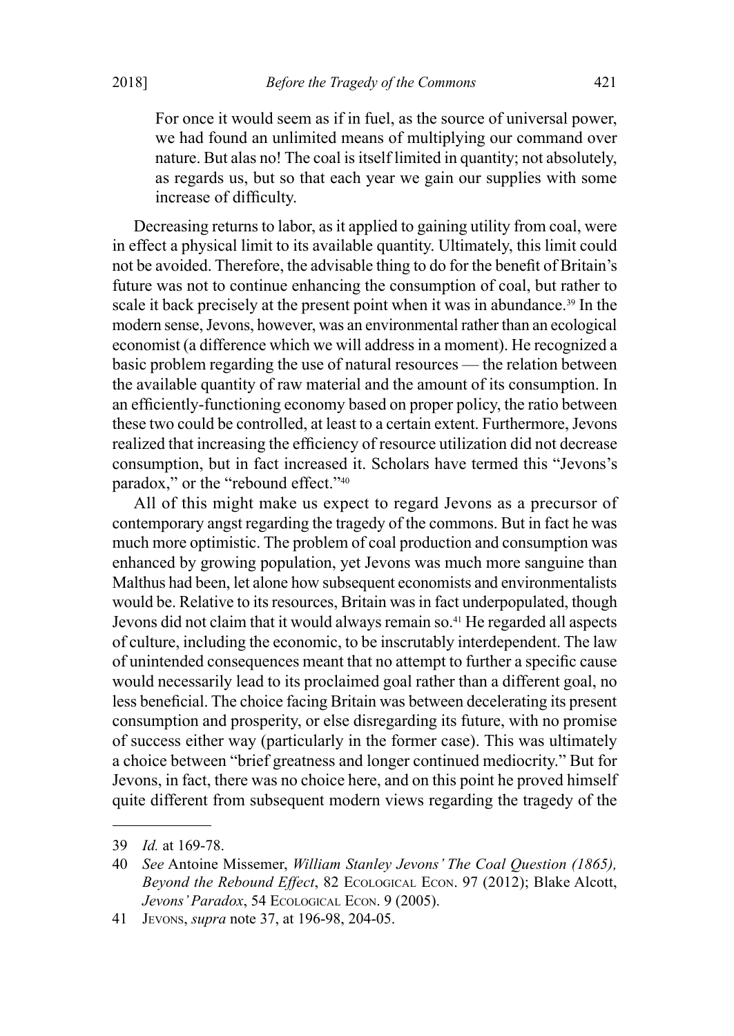> For once it would seem as if in fuel, as the source of universal power, we had found an unlimited means of multiplying our command over nature. But alas no! The coal is itself limited in quantity; not absolutely, as regards us, but so that each year we gain our supplies with some increase of difficulty.

Decreasing returns to labor, as it applied to gaining utility from coal, were in effect a physical limit to its available quantity. Ultimately, this limit could not be avoided. Therefore, the advisable thing to do for the benefit of Britain's future was not to continue enhancing the consumption of coal, but rather to scale it back precisely at the present point when it was in abundance.[39] In the modern sense, Jevons, however, was an environmental rather than an ecological economist (a difference which we will address in a moment). He recognized a basic problem regarding the use of natural resources — the relation between the available quantity of raw material and the amount of its consumption. In an efficiently-functioning economy based on proper policy, the ratio between these two could be controlled, at least to a certain extent. Furthermore, Jevons realized that increasing the efficiency of resource utilization did not decrease consumption, but in fact increased it. Scholars have termed this "Jevons's paradox," or the "rebound effect."[40]

All of this might make us expect to regard Jevons as a precursor of contemporary angst regarding the tragedy of the commons. But in fact he was much more optimistic. The problem of coal production and consumption was enhanced by growing population, yet Jevons was much more sanguine than Malthus had been, let alone how subsequent economists and environmentalists would be. Relative to its resources, Britain was in fact underpopulated, though Jevons did not claim that it would always remain so.[41] He regarded all aspects of culture, including the economic, to be inscrutably interdependent. The law of unintended consequences meant that no attempt to further a specific cause would necessarily lead to its proclaimed goal rather than a different goal, no less beneficial. The choice facing Britain was between decelerating its present consumption and prosperity, or else disregarding its future, with no promise of success either way (particularly in the former case). This was ultimately a choice between "brief greatness and longer continued mediocrity." But for Jevons, in fact, there was no choice here, and on this point he proved himself quite different from subsequent modern views regarding the tragedy of the

---

39 *Id.* at 169-78.

40 *See* Antoine Missemer, *William Stanley Jevons' The Coal Question (1865), Beyond the Rebound Effect*, 82 Ecological Econ. 97 (2012); Blake Alcott, *Jevons' Paradox*, 54 Ecological Econ. 9 (2005).

41 Jevons, *supra* note 37, at 196-98, 204-05.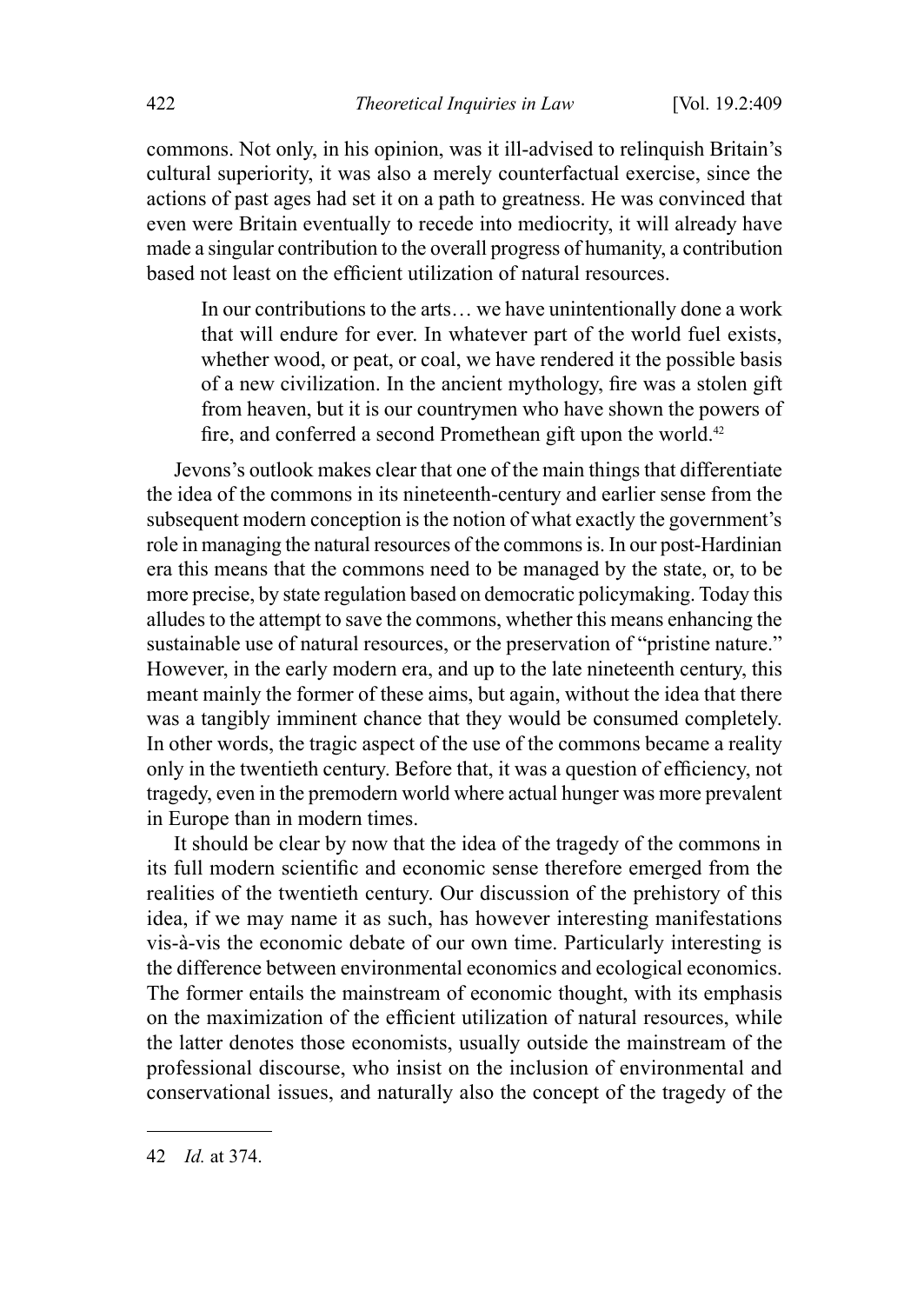commons. Not only, in his opinion, was it ill-advised to relinquish Britain's cultural superiority, it was also a merely counterfactual exercise, since the actions of past ages had set it on a path to greatness. He was convinced that even were Britain eventually to recede into mediocrity, it will already have made a singular contribution to the overall progress of humanity, a contribution based not least on the efficient utilization of natural resources.

> In our contributions to the arts… we have unintentionally done a work that will endure for ever. In whatever part of the world fuel exists, whether wood, or peat, or coal, we have rendered it the possible basis of a new civilization. In the ancient mythology, fire was a stolen gift from heaven, but it is our countrymen who have shown the powers of fire, and conferred a second Promethean gift upon the world.[42]

Jevons's outlook makes clear that one of the main things that differentiate the idea of the commons in its nineteenth-century and earlier sense from the subsequent modern conception is the notion of what exactly the government's role in managing the natural resources of the commons is. In our post-Hardinian era this means that the commons need to be managed by the state, or, to be more precise, by state regulation based on democratic policymaking. Today this alludes to the attempt to save the commons, whether this means enhancing the sustainable use of natural resources, or the preservation of "pristine nature." However, in the early modern era, and up to the late nineteenth century, this meant mainly the former of these aims, but again, without the idea that there was a tangibly imminent chance that they would be consumed completely. In other words, the tragic aspect of the use of the commons became a reality only in the twentieth century. Before that, it was a question of efficiency, not tragedy, even in the premodern world where actual hunger was more prevalent in Europe than in modern times.

It should be clear by now that the idea of the tragedy of the commons in its full modern scientific and economic sense therefore emerged from the realities of the twentieth century. Our discussion of the prehistory of this idea, if we may name it as such, has however interesting manifestations vis-à-vis the economic debate of our own time. Particularly interesting is the difference between environmental economics and ecological economics. The former entails the mainstream of economic thought, with its emphasis on the maximization of the efficient utilization of natural resources, while the latter denotes those economists, usually outside the mainstream of the professional discourse, who insist on the inclusion of environmental and conservational issues, and naturally also the concept of the tragedy of the

---

42 *Id.* at 374.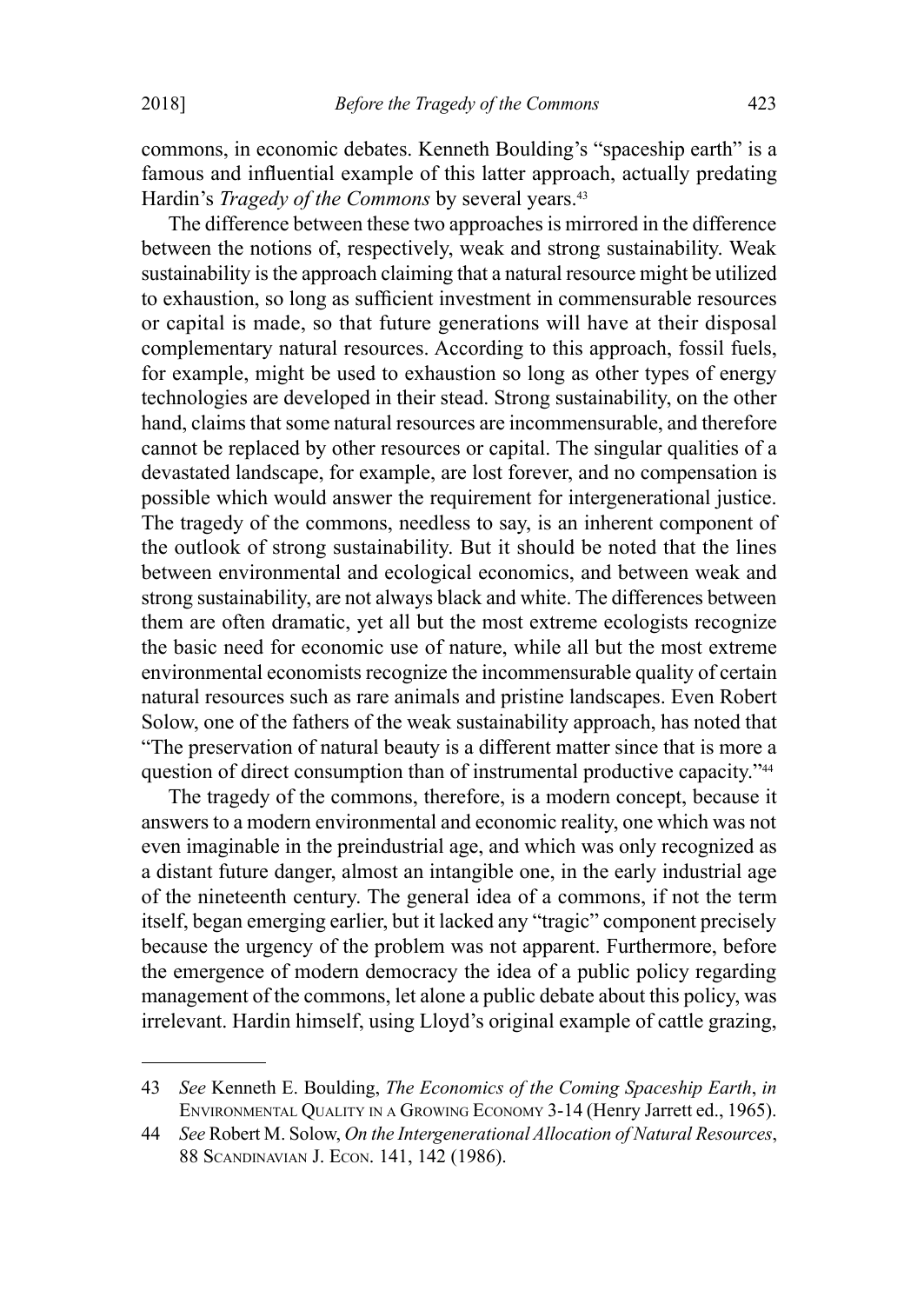commons, in economic debates. Kenneth Boulding's "spaceship earth" is a famous and influential example of this latter approach, actually predating Hardin's *Tragedy of the Commons* by several years.[43]

The difference between these two approaches is mirrored in the difference between the notions of, respectively, weak and strong sustainability. Weak sustainability is the approach claiming that a natural resource might be utilized to exhaustion, so long as sufficient investment in commensurable resources or capital is made, so that future generations will have at their disposal complementary natural resources. According to this approach, fossil fuels, for example, might be used to exhaustion so long as other types of energy technologies are developed in their stead. Strong sustainability, on the other hand, claims that some natural resources are incommensurable, and therefore cannot be replaced by other resources or capital. The singular qualities of a devastated landscape, for example, are lost forever, and no compensation is possible which would answer the requirement for intergenerational justice. The tragedy of the commons, needless to say, is an inherent component of the outlook of strong sustainability. But it should be noted that the lines between environmental and ecological economics, and between weak and strong sustainability, are not always black and white. The differences between them are often dramatic, yet all but the most extreme ecologists recognize the basic need for economic use of nature, while all but the most extreme environmental economists recognize the incommensurable quality of certain natural resources such as rare animals and pristine landscapes. Even Robert Solow, one of the fathers of the weak sustainability approach, has noted that "The preservation of natural beauty is a different matter since that is more a question of direct consumption than of instrumental productive capacity."[44]

The tragedy of the commons, therefore, is a modern concept, because it answers to a modern environmental and economic reality, one which was not even imaginable in the preindustrial age, and which was only recognized as a distant future danger, almost an intangible one, in the early industrial age of the nineteenth century. The general idea of a commons, if not the term itself, began emerging earlier, but it lacked any "tragic" component precisely because the urgency of the problem was not apparent. Furthermore, before the emergence of modern democracy the idea of a public policy regarding management of the commons, let alone a public debate about this policy, was irrelevant. Hardin himself, using Lloyd's original example of cattle grazing,

---

43 *See* Kenneth E. Boulding, *The Economics of the Coming Spaceship Earth*, *in* Environmental Quality in a Growing Economy 3-14 (Henry Jarrett ed., 1965).

44 *See* Robert M. Solow, *On the Intergenerational Allocation of Natural Resources*, 88 Scandinavian J. Econ. 141, 142 (1986).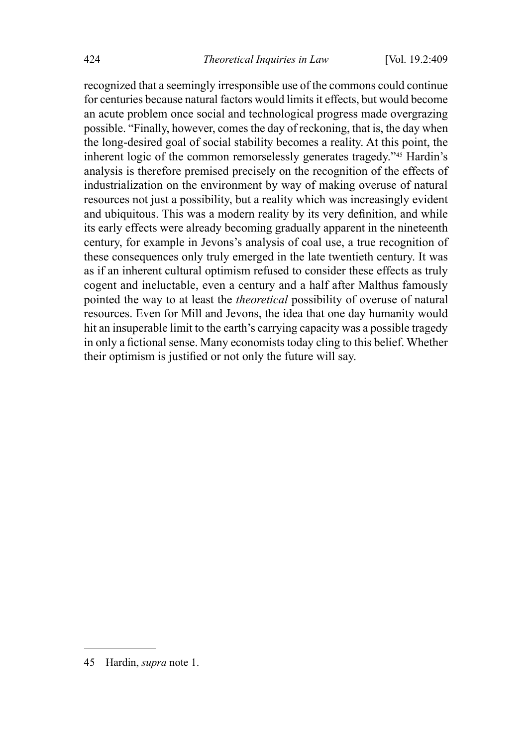recognized that a seemingly irresponsible use of the commons could continue for centuries because natural factors would limits it effects, but would become an acute problem once social and technological progress made overgrazing possible. "Finally, however, comes the day of reckoning, that is, the day when the long-desired goal of social stability becomes a reality. At this point, the inherent logic of the common remorselessly generates tragedy."[45] Hardin's analysis is therefore premised precisely on the recognition of the effects of industrialization on the environment by way of making overuse of natural resources not just a possibility, but a reality which was increasingly evident and ubiquitous. This was a modern reality by its very definition, and while its early effects were already becoming gradually apparent in the nineteenth century, for example in Jevons's analysis of coal use, a true recognition of these consequences only truly emerged in the late twentieth century. It was as if an inherent cultural optimism refused to consider these effects as truly cogent and ineluctable, even a century and a half after Malthus famously pointed the way to at least the *theoretical* possibility of overuse of natural resources. Even for Mill and Jevons, the idea that one day humanity would hit an insuperable limit to the earth's carrying capacity was a possible tragedy in only a fictional sense. Many economists today cling to this belief. Whether their optimism is justified or not only the future will say.

---

45 Hardin, *supra* note 1.